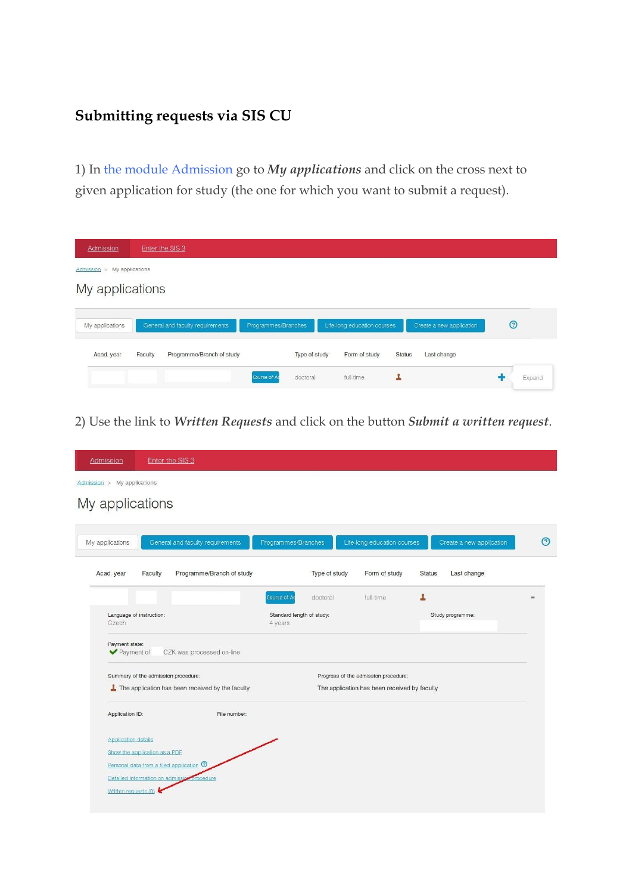# Submitting requests via SIS CU

1) In the module Admission go to ***My applications*** and click on the cross next to given application for study (the one for which you want to submit a request).

2) Use the link to ***Written Requests*** and click on the button ***Submit a written request***.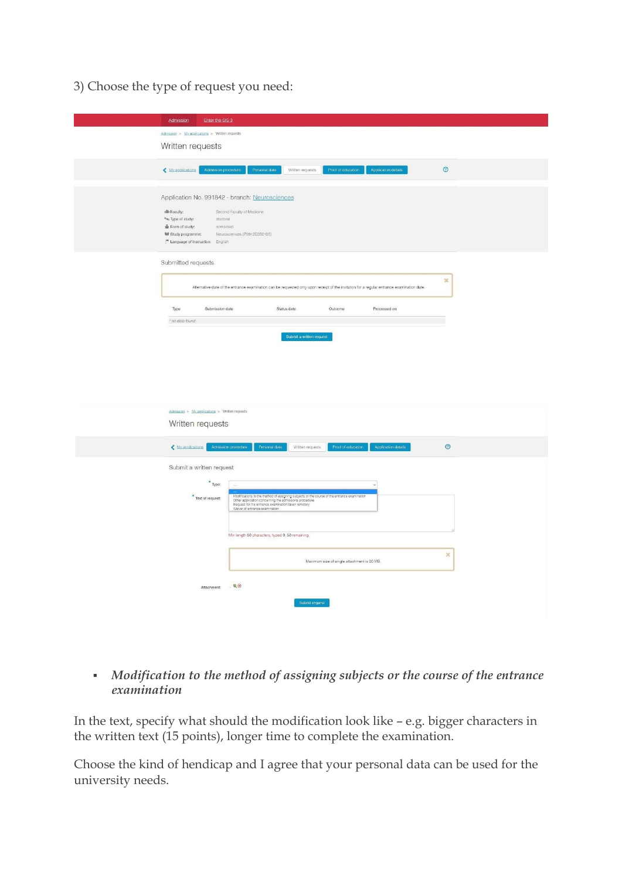3) Choose the type of request you need:

- *Modification to the method of assigning subjects or the course of the entrance examination*

In the text, specify what should the modification look like – e.g. bigger characters in the written text (15 points), longer time to complete the examination.

Choose the kind of hendicap and I agree that your personal data can be used for the university needs.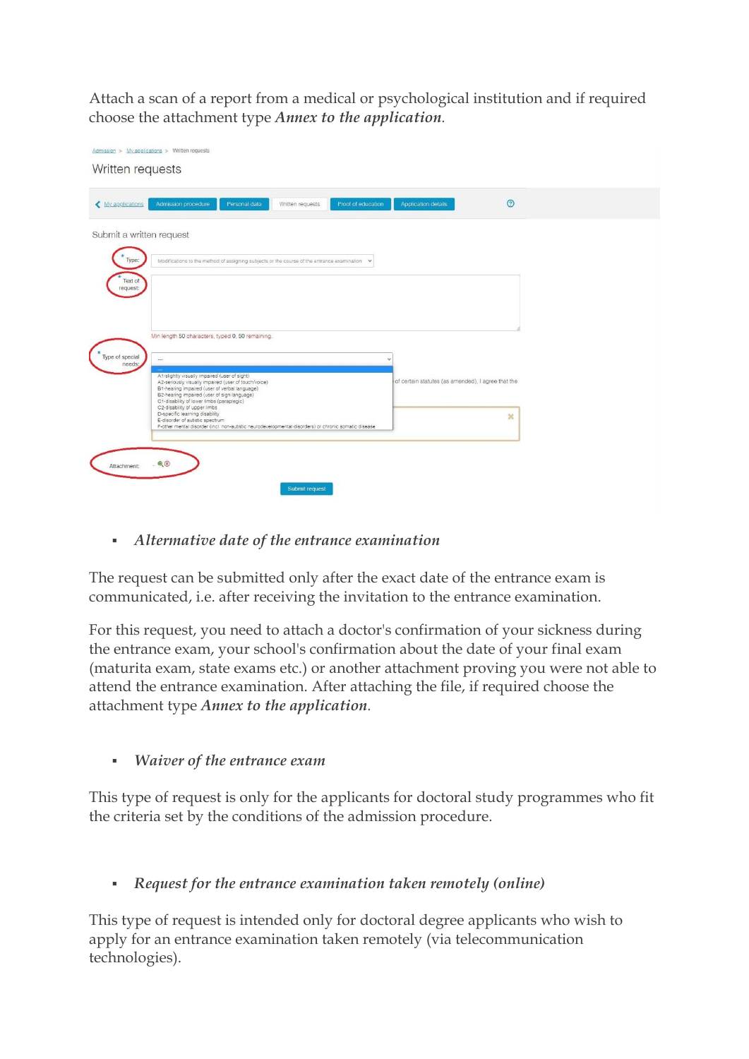Attach a scan of a report from a medical or psychological institution and if required choose the attachment type *Annex to the application*.

- *Alternative date of the entrance examination*

The request can be submitted only after the exact date of the entrance exam is communicated, i.e. after receiving the invitation to the entrance examination.

For this request, you need to attach a doctor's confirmation of your sickness during the entrance exam, your school's confirmation about the date of your final exam (maturita exam, state exams etc.) or another attachment proving you were not able to attend the entrance examination. After attaching the file, if required choose the attachment type *Annex to the application*.

- *Waiver of the entrance exam*

This type of request is only for the applicants for doctoral study programmes who fit the criteria set by the conditions of the admission procedure.

- *Request for the entrance examination taken remotely (online)*

This type of request is intended only for doctoral degree applicants who wish to apply for an entrance examination taken remotely (via telecommunication technologies).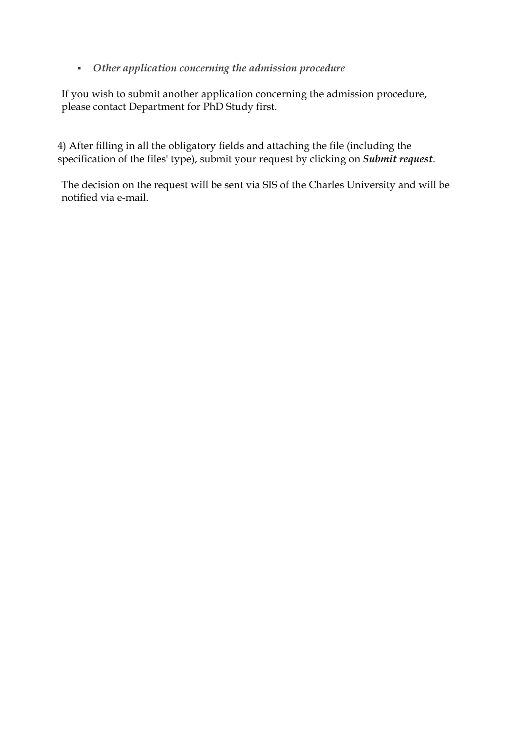- *Other application concerning the admission procedure*

If you wish to submit another application concerning the admission procedure, please contact Department for PhD Study first.

4) After filling in all the obligatory fields and attaching the file (including the specification of the files' type), submit your request by clicking on ***Submit request***.

The decision on the request will be sent via SIS of the Charles University and will be notified via e-mail.